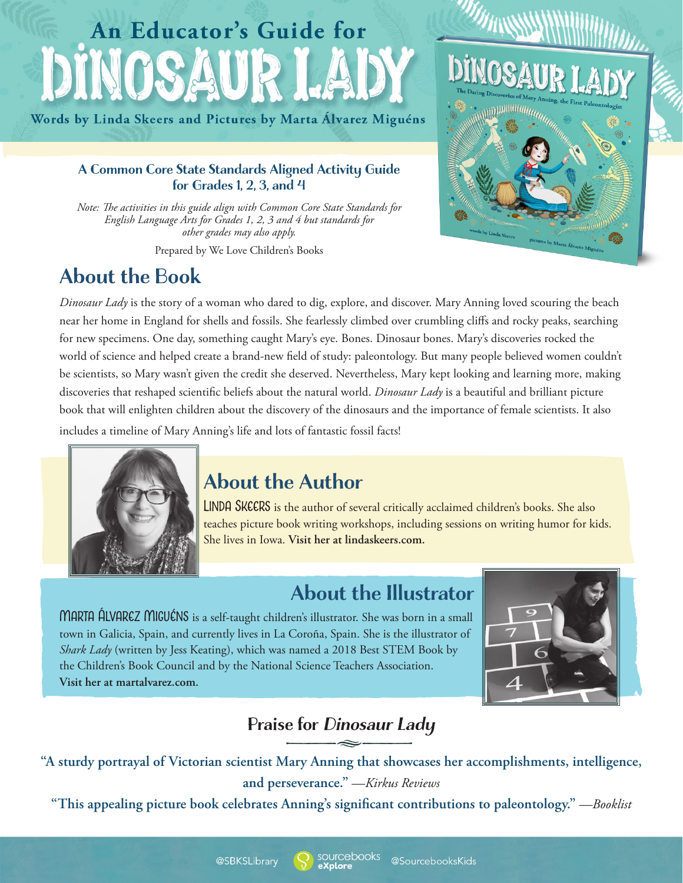# An Educator's Guide for DINOSAUR LADY

Words by Linda Skeers and Pictures by Marta Álvarez Miguéns

### A Common Core State Standards Aligned Activity Guide for Grades 1, 2, 3, and 4

*Note: The activities in this guide align with Common Core State Standards for English Language Arts for Grades 1, 2, 3 and 4 but standards for other grades may also apply.*

Prepared by We Love Children's Books

## About the Book

*Dinosaur Lady* is the story of a woman who dared to dig, explore, and discover. Mary Anning loved scouring the beach near her home in England for shells and fossils. She fearlessly climbed over crumbling cliffs and rocky peaks, searching for new specimens. One day, something caught Mary's eye. Bones. Dinosaur bones. Mary's discoveries rocked the world of science and helped create a brand-new field of study: paleontology. But many people believed women couldn't be scientists, so Mary wasn't given the credit she deserved. Nevertheless, Mary kept looking and learning more, making discoveries that reshaped scientific beliefs about the natural world. *Dinosaur Lady* is a beautiful and brilliant picture book that will enlighten children about the discovery of the dinosaurs and the importance of female scientists. It also includes a timeline of Mary Anning's life and lots of fantastic fossil facts!

## About the Author

LINDA SKEERS is the author of several critically acclaimed children's books. She also teaches picture book writing workshops, including sessions on writing humor for kids. She lives in Iowa. **Visit her at lindaskeers.com.**

## About the Illustrator

MARTA ÁLVAREZ MIGUÉNS is a self-taught children's illustrator. She was born in a small town in Galicia, Spain, and currently lives in La Coroña, Spain. She is the illustrator of *Shark Lady* (written by Jess Keating), which was named a 2018 Best STEM Book by the Children's Book Council and by the National Science Teachers Association. **Visit her at martalvarez.com.**

## Praise for *Dinosaur Lady*

**"A sturdy portrayal of Victorian scientist Mary Anning that showcases her accomplishments, intelligence, and perseverance."** —*Kirkus Reviews*

**"This appealing picture book celebrates Anning's significant contributions to paleontology."** —*Booklist*

@SBKSLibrary sourcebooks eXplore @SourcebooksKids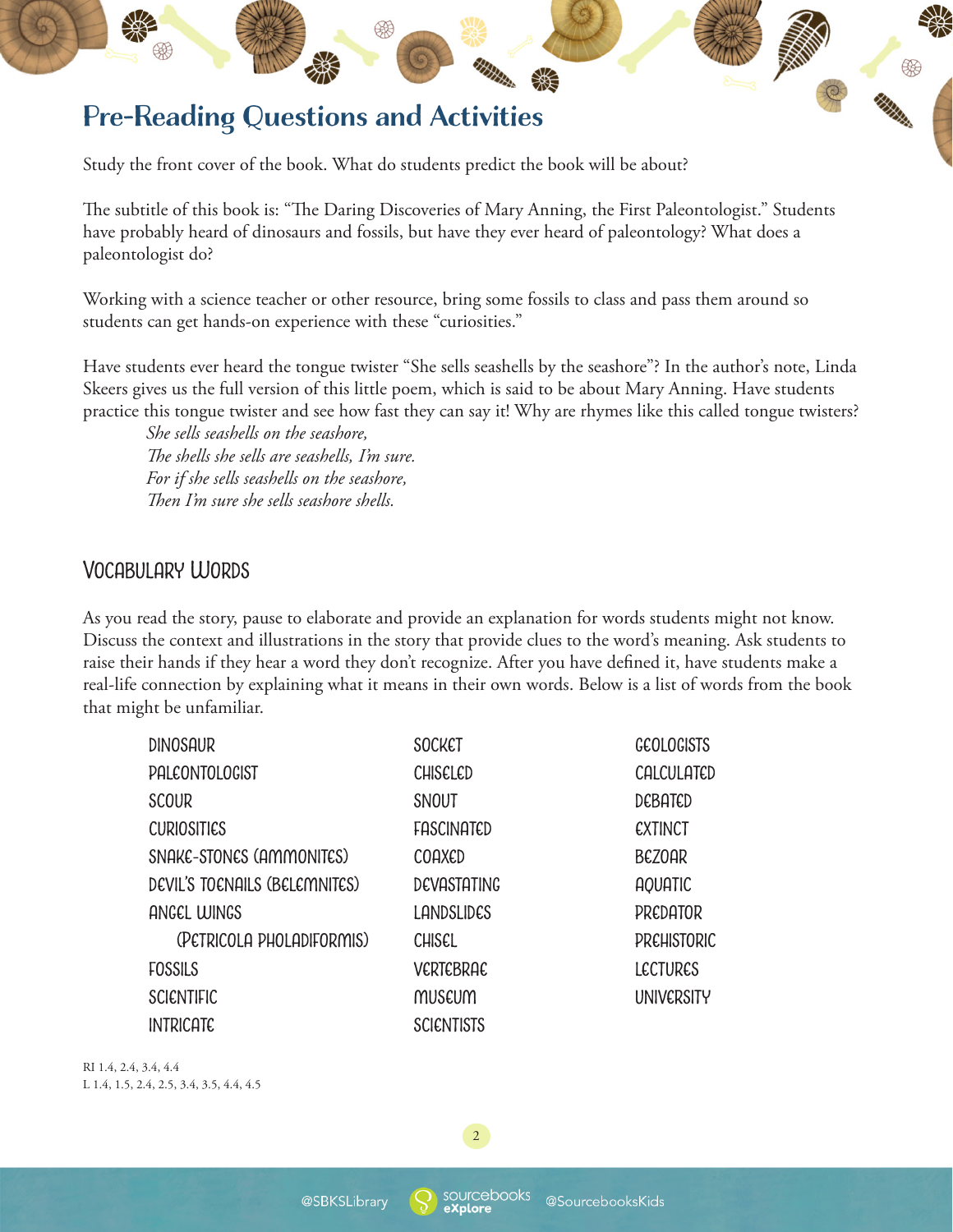# Pre-Reading Questions and Activities

Study the front cover of the book. What do students predict the book will be about?

The subtitle of this book is: "The Daring Discoveries of Mary Anning, the First Paleontologist." Students have probably heard of dinosaurs and fossils, but have they ever heard of paleontology? What does a paleontologist do?

Working with a science teacher or other resource, bring some fossils to class and pass them around so students can get hands-on experience with these "curiosities."

Have students ever heard the tongue twister "She sells seashells by the seashore"? In the author's note, Linda Skeers gives us the full version of this little poem, which is said to be about Mary Anning. Have students practice this tongue twister and see how fast they can say it! Why are rhymes like this called tongue twisters?

*She sells seashells on the seashore,*
*The shells she sells are seashells, I'm sure.*
*For if she sells seashells on the seashore,*
*Then I'm sure she sells seashore shells.*

## Vocabulary Words

As you read the story, pause to elaborate and provide an explanation for words students might not know. Discuss the context and illustrations in the story that provide clues to the word's meaning. Ask students to raise their hands if they hear a word they don't recognize. After you have defined it, have students make a real-life connection by explaining what it means in their own words. Below is a list of words from the book that might be unfamiliar.

- DINOSAUR
- PALEONTOLOGIST
- SCOUR
- CURIOSITIES
- SNAKE-STONES (AMMONITES)
- DEVIL'S TOENAILS (BELEMNITES)
- ANGEL WINGS (PETRICOLA PHOLADIFORMIS)
- FOSSILS
- SCIENTIFIC
- INTRICATE
- SOCKET
- CHISELED
- SNOUT
- FASCINATED
- COAXED
- DEVASTATING
- LANDSLIDES
- CHISEL
- VERTEBRAE
- MUSEUM
- SCIENTISTS
- GEOLOGISTS
- CALCULATED
- DEBATED
- EXTINCT
- BEZOAR
- AQUATIC
- PREDATOR
- PREHISTORIC
- LECTURES
- UNIVERSITY

RI 1.4, 2.4, 3.4, 4.4
L 1.4, 1.5, 2.4, 2.5, 3.4, 3.5, 4.4, 4.5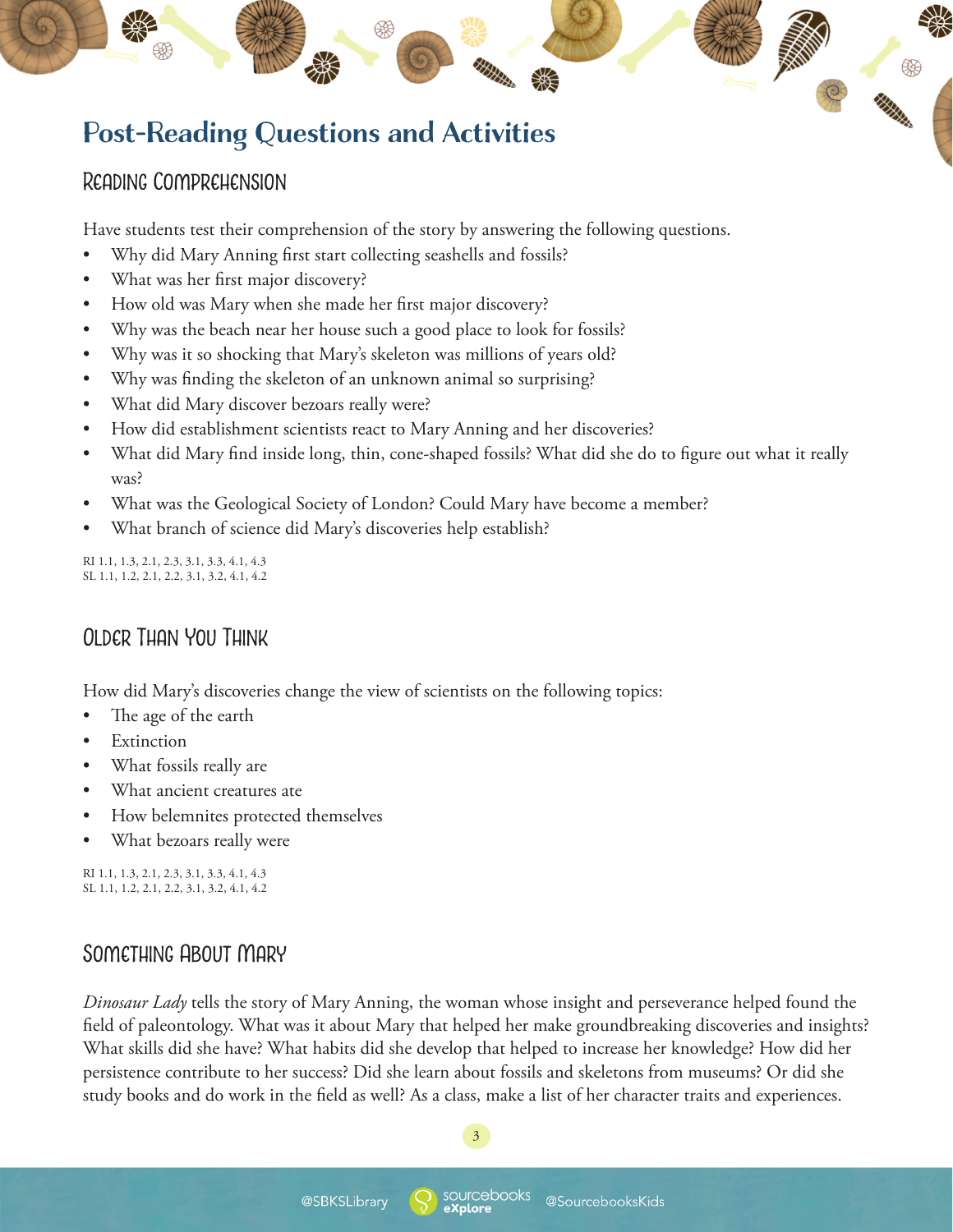# Post-Reading Questions and Activities

## Reading Comprehension

Have students test their comprehension of the story by answering the following questions.

- Why did Mary Anning first start collecting seashells and fossils?
- What was her first major discovery?
- How old was Mary when she made her first major discovery?
- Why was the beach near her house such a good place to look for fossils?
- Why was it so shocking that Mary's skeleton was millions of years old?
- Why was finding the skeleton of an unknown animal so surprising?
- What did Mary discover bezoars really were?
- How did establishment scientists react to Mary Anning and her discoveries?
- What did Mary find inside long, thin, cone-shaped fossils? What did she do to figure out what it really was?
- What was the Geological Society of London? Could Mary have become a member?
- What branch of science did Mary's discoveries help establish?

RI 1.1, 1.3, 2.1, 2.3, 3.1, 3.3, 4.1, 4.3
SL 1.1, 1.2, 2.1, 2.2, 3.1, 3.2, 4.1, 4.2

## Older Than You Think

How did Mary's discoveries change the view of scientists on the following topics:

- The age of the earth
- Extinction
- What fossils really are
- What ancient creatures ate
- How belemnites protected themselves
- What bezoars really were

RI 1.1, 1.3, 2.1, 2.3, 3.1, 3.3, 4.1, 4.3
SL 1.1, 1.2, 2.1, 2.2, 3.1, 3.2, 4.1, 4.2

## Something About Mary

*Dinosaur Lady* tells the story of Mary Anning, the woman whose insight and perseverance helped found the field of paleontology. What was it about Mary that helped her make groundbreaking discoveries and insights? What skills did she have? What habits did she develop that helped to increase her knowledge? How did her persistence contribute to her success? Did she learn about fossils and skeletons from museums? Or did she study books and do work in the field as well? As a class, make a list of her character traits and experiences.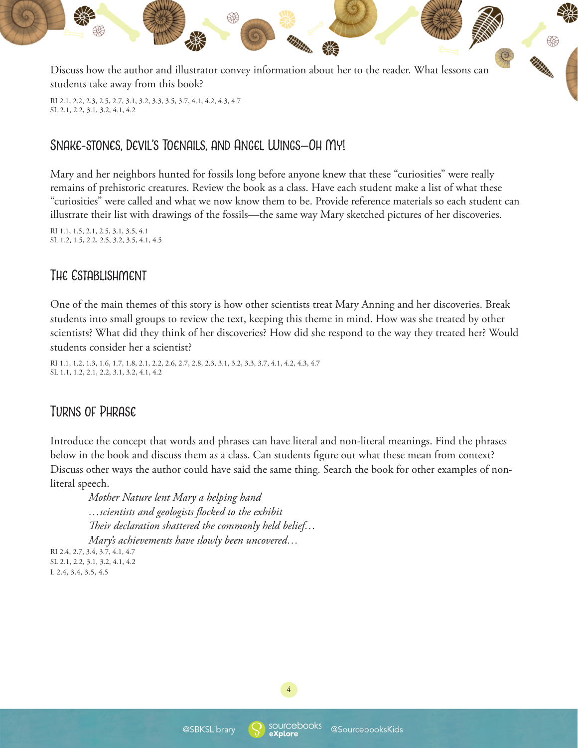Discuss how the author and illustrator convey information about her to the reader. What lessons can students take away from this book?

RI 2.1, 2.2, 2.3, 2.5, 2.7, 3.1, 3.2, 3.3, 3.5, 3.7, 4.1, 4.2, 4.3, 4.7
SL 2.1, 2.2, 3.1, 3.2, 4.1, 4.2

## Snake-Stones, Devil's Toenails, and Angel Wings—Oh My!

Mary and her neighbors hunted for fossils long before anyone knew that these "curiosities" were really remains of prehistoric creatures. Review the book as a class. Have each student make a list of what these "curiosities" were called and what we now know them to be. Provide reference materials so each student can illustrate their list with drawings of the fossils—the same way Mary sketched pictures of her discoveries.

RI 1.1, 1.5, 2.1, 2.5, 3.1, 3.5, 4.1
SL 1.2, 1.5, 2.2, 2.5, 3.2, 3.5, 4.1, 4.5

## The Establishment

One of the main themes of this story is how other scientists treat Mary Anning and her discoveries. Break students into small groups to review the text, keeping this theme in mind. How was she treated by other scientists? What did they think of her discoveries? How did she respond to the way they treated her? Would students consider her a scientist?

RI 1.1, 1.2, 1.3, 1.6, 1.7, 1.8, 2.1, 2.2, 2.6, 2.7, 2.8, 2.3, 3.1, 3.2, 3.3, 3.7, 4.1, 4.2, 4.3, 4.7
SL 1.1, 1.2, 2.1, 2.2, 3.1, 3.2, 4.1, 4.2

## Turns of Phrase

Introduce the concept that words and phrases can have literal and non-literal meanings. Find the phrases below in the book and discuss them as a class. Can students figure out what these mean from context? Discuss other ways the author could have said the same thing. Search the book for other examples of non-literal speech.

*Mother Nature lent Mary a helping hand*
*…scientists and geologists flocked to the exhibit*
*Their declaration shattered the commonly held belief…*
*Mary's achievements have slowly been uncovered…*

RI 2.4, 2.7, 3.4, 3.7, 4.1, 4.7
SL 2.1, 2.2, 3.1, 3.2, 4.1, 4.2
L 2.4, 3.4, 3.5, 4.5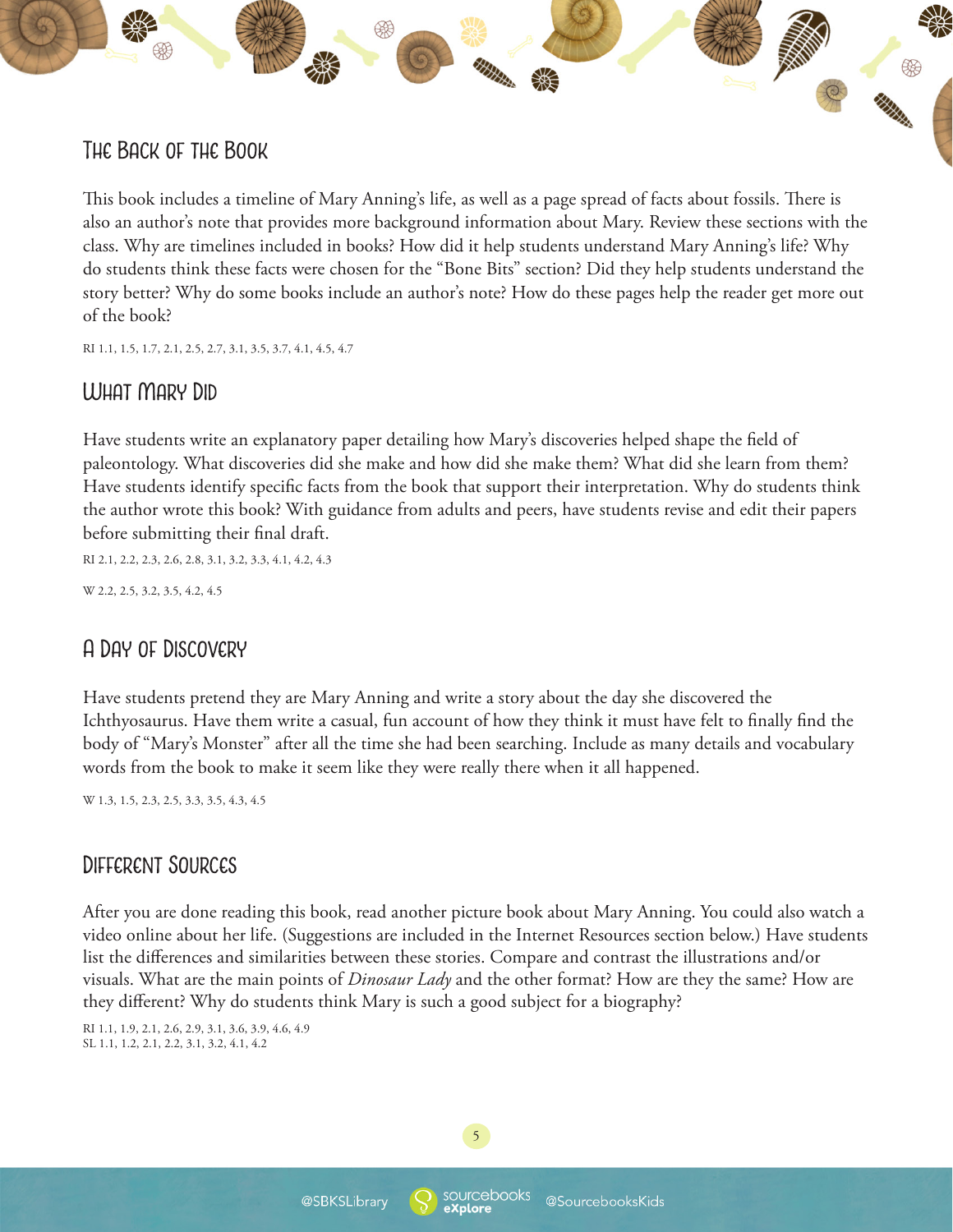## The Back of the Book

This book includes a timeline of Mary Anning's life, as well as a page spread of facts about fossils. There is also an author's note that provides more background information about Mary. Review these sections with the class. Why are timelines included in books? How did it help students understand Mary Anning's life? Why do students think these facts were chosen for the "Bone Bits" section? Did they help students understand the story better? Why do some books include an author's note? How do these pages help the reader get more out of the book?

RI 1.1, 1.5, 1.7, 2.1, 2.5, 2.7, 3.1, 3.5, 3.7, 4.1, 4.5, 4.7

## What Mary Did

Have students write an explanatory paper detailing how Mary's discoveries helped shape the field of paleontology. What discoveries did she make and how did she make them? What did she learn from them? Have students identify specific facts from the book that support their interpretation. Why do students think the author wrote this book? With guidance from adults and peers, have students revise and edit their papers before submitting their final draft.

RI 2.1, 2.2, 2.3, 2.6, 2.8, 3.1, 3.2, 3.3, 4.1, 4.2, 4.3

W 2.2, 2.5, 3.2, 3.5, 4.2, 4.5

## A Day of Discovery

Have students pretend they are Mary Anning and write a story about the day she discovered the Ichthyosaurus. Have them write a casual, fun account of how they think it must have felt to finally find the body of "Mary's Monster" after all the time she had been searching. Include as many details and vocabulary words from the book to make it seem like they were really there when it all happened.

W 1.3, 1.5, 2.3, 2.5, 3.3, 3.5, 4.3, 4.5

## Different Sources

After you are done reading this book, read another picture book about Mary Anning. You could also watch a video online about her life. (Suggestions are included in the Internet Resources section below.) Have students list the differences and similarities between these stories. Compare and contrast the illustrations and/or visuals. What are the main points of *Dinosaur Lady* and the other format? How are they the same? How are they different? Why do students think Mary is such a good subject for a biography?

RI 1.1, 1.9, 2.1, 2.6, 2.9, 3.1, 3.6, 3.9, 4.6, 4.9
SL 1.1, 1.2, 2.1, 2.2, 3.1, 3.2, 4.1, 4.2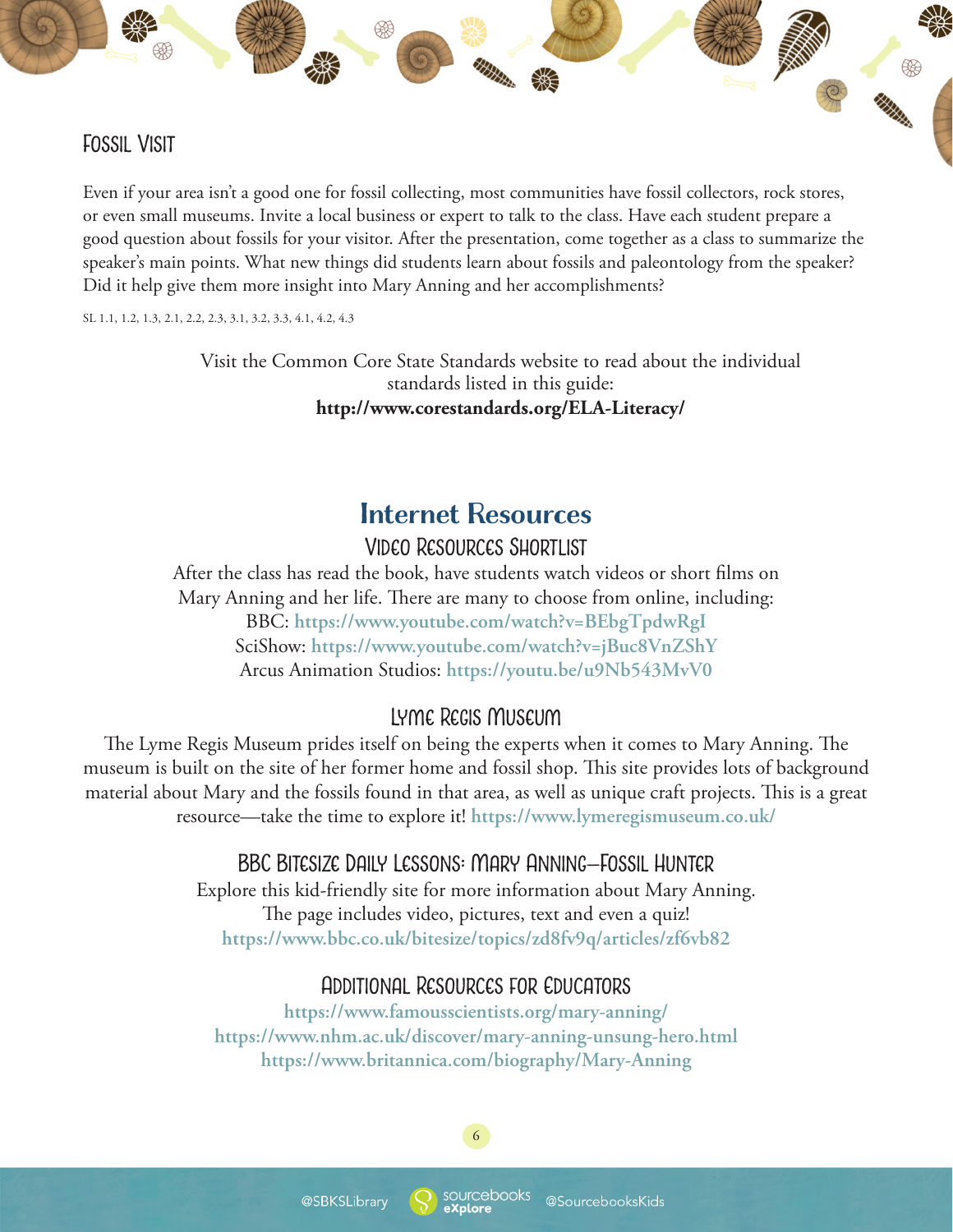### Fossil Visit

Even if your area isn't a good one for fossil collecting, most communities have fossil collectors, rock stores, or even small museums. Invite a local business or expert to talk to the class. Have each student prepare a good question about fossils for your visitor. After the presentation, come together as a class to summarize the speaker's main points. What new things did students learn about fossils and paleontology from the speaker? Did it help give them more insight into Mary Anning and her accomplishments?

SL 1.1, 1.2, 1.3, 2.1, 2.2, 2.3, 3.1, 3.2, 3.3, 4.1, 4.2, 4.3

Visit the Common Core State Standards website to read about the individual standards listed in this guide:
**http://www.corestandards.org/ELA-Literacy/**

## Internet Resources

### Video Resources Shortlist

After the class has read the book, have students watch videos or short films on Mary Anning and her life. There are many to choose from online, including:
BBC: https://www.youtube.com/watch?v=BEbgTpdwRgI
SciShow: https://www.youtube.com/watch?v=jBuc8VnZShY
Arcus Animation Studios: https://youtu.be/u9Nb543MvV0

### Lyme Regis Museum

The Lyme Regis Museum prides itself on being the experts when it comes to Mary Anning. The museum is built on the site of her former home and fossil shop. This site provides lots of background material about Mary and the fossils found in that area, as well as unique craft projects. This is a great resource—take the time to explore it! https://www.lymeregismuseum.co.uk/

### BBC Bitesize Daily Lessons: Mary Anning—Fossil Hunter

Explore this kid-friendly site for more information about Mary Anning. The page includes video, pictures, text and even a quiz!
https://www.bbc.co.uk/bitesize/topics/zd8fv9q/articles/zf6vb82

### Additional Resources for Educators

https://www.famousscientists.org/mary-anning/
https://www.nhm.ac.uk/discover/mary-anning-unsung-hero.html
https://www.britannica.com/biography/Mary-Anning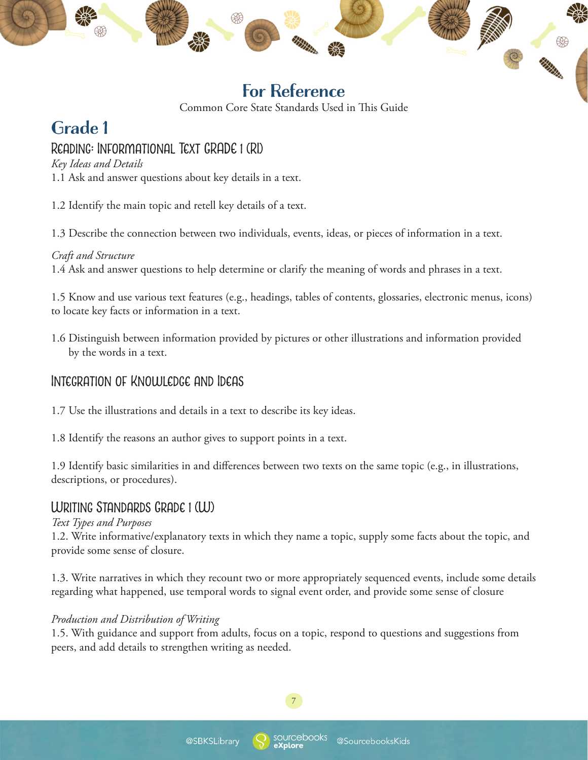# For Reference

Common Core State Standards Used in This Guide

## Grade 1

### Reading: Informational Text Grade 1 (RI)

*Key Ideas and Details*

1.1 Ask and answer questions about key details in a text.

1.2 Identify the main topic and retell key details of a text.

1.3 Describe the connection between two individuals, events, ideas, or pieces of information in a text.

*Craft and Structure*

1.4 Ask and answer questions to help determine or clarify the meaning of words and phrases in a text.

1.5 Know and use various text features (e.g., headings, tables of contents, glossaries, electronic menus, icons) to locate key facts or information in a text.

1.6 Distinguish between information provided by pictures or other illustrations and information provided by the words in a text.

### Integration of Knowledge and Ideas

1.7 Use the illustrations and details in a text to describe its key ideas.

1.8 Identify the reasons an author gives to support points in a text.

1.9 Identify basic similarities in and differences between two texts on the same topic (e.g., in illustrations, descriptions, or procedures).

### Writing Standards Grade 1 (W)

*Text Types and Purposes*

1.2. Write informative/explanatory texts in which they name a topic, supply some facts about the topic, and provide some sense of closure.

1.3. Write narratives in which they recount two or more appropriately sequenced events, include some details regarding what happened, use temporal words to signal event order, and provide some sense of closure

*Production and Distribution of Writing*

1.5. With guidance and support from adults, focus on a topic, respond to questions and suggestions from peers, and add details to strengthen writing as needed.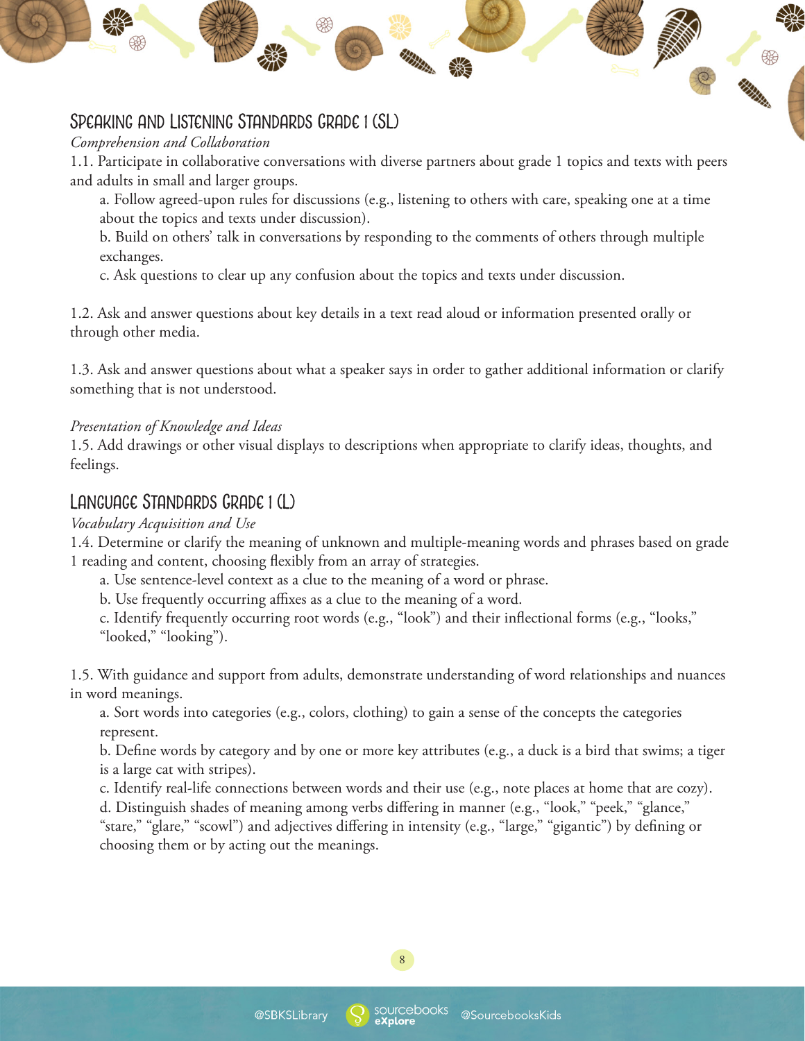## Speaking and Listening Standards Grade 1 (SL)

*Comprehension and Collaboration*

1.1. Participate in collaborative conversations with diverse partners about grade 1 topics and texts with peers and adults in small and larger groups.

- a. Follow agreed-upon rules for discussions (e.g., listening to others with care, speaking one at a time about the topics and texts under discussion).
- b. Build on others' talk in conversations by responding to the comments of others through multiple exchanges.
- c. Ask questions to clear up any confusion about the topics and texts under discussion.

1.2. Ask and answer questions about key details in a text read aloud or information presented orally or through other media.

1.3. Ask and answer questions about what a speaker says in order to gather additional information or clarify something that is not understood.

*Presentation of Knowledge and Ideas*

1.5. Add drawings or other visual displays to descriptions when appropriate to clarify ideas, thoughts, and feelings.

## Language Standards Grade 1 (L)

*Vocabulary Acquisition and Use*

1.4. Determine or clarify the meaning of unknown and multiple-meaning words and phrases based on grade 1 reading and content, choosing flexibly from an array of strategies.

- a. Use sentence-level context as a clue to the meaning of a word or phrase.
- b. Use frequently occurring affixes as a clue to the meaning of a word.
- c. Identify frequently occurring root words (e.g., "look") and their inflectional forms (e.g., "looks," "looked," "looking").

1.5. With guidance and support from adults, demonstrate understanding of word relationships and nuances in word meanings.

- a. Sort words into categories (e.g., colors, clothing) to gain a sense of the concepts the categories represent.
- b. Define words by category and by one or more key attributes (e.g., a duck is a bird that swims; a tiger is a large cat with stripes).
- c. Identify real-life connections between words and their use (e.g., note places at home that are cozy).
- d. Distinguish shades of meaning among verbs differing in manner (e.g., "look," "peek," "glance," "stare," "glare," "scowl") and adjectives differing in intensity (e.g., "large," "gigantic") by defining or choosing them or by acting out the meanings.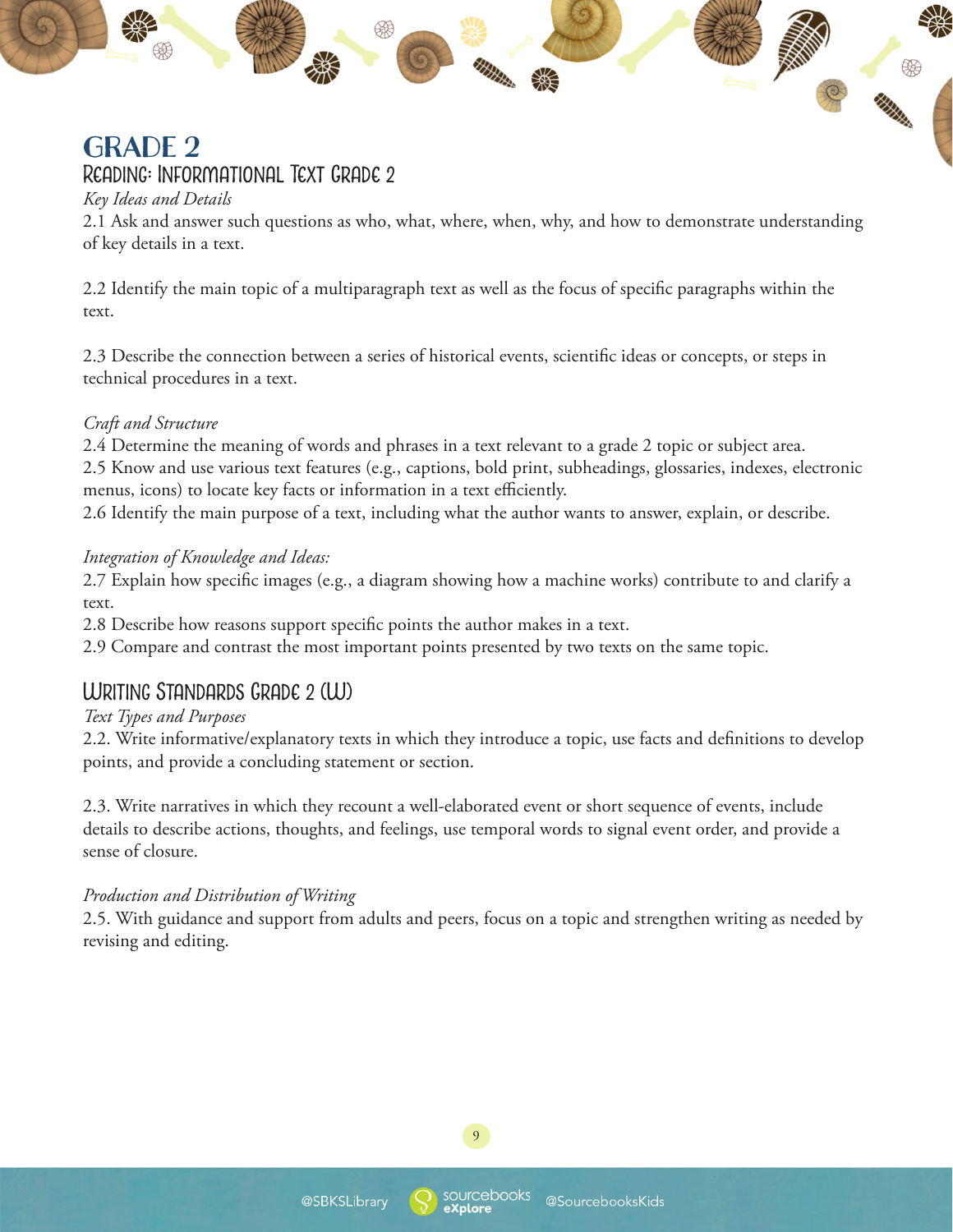# GRADE 2

## Reading: Informational Text Grade 2

*Key Ideas and Details*

2.1 Ask and answer such questions as who, what, where, when, why, and how to demonstrate understanding of key details in a text.

2.2 Identify the main topic of a multiparagraph text as well as the focus of specific paragraphs within the text.

2.3 Describe the connection between a series of historical events, scientific ideas or concepts, or steps in technical procedures in a text.

*Craft and Structure*

2.4 Determine the meaning of words and phrases in a text relevant to a grade 2 topic or subject area.
2.5 Know and use various text features (e.g., captions, bold print, subheadings, glossaries, indexes, electronic menus, icons) to locate key facts or information in a text efficiently.
2.6 Identify the main purpose of a text, including what the author wants to answer, explain, or describe.

*Integration of Knowledge and Ideas:*

2.7 Explain how specific images (e.g., a diagram showing how a machine works) contribute to and clarify a text.
2.8 Describe how reasons support specific points the author makes in a text.
2.9 Compare and contrast the most important points presented by two texts on the same topic.

## Writing Standards Grade 2 (W)

*Text Types and Purposes*

2.2. Write informative/explanatory texts in which they introduce a topic, use facts and definitions to develop points, and provide a concluding statement or section.

2.3. Write narratives in which they recount a well-elaborated event or short sequence of events, include details to describe actions, thoughts, and feelings, use temporal words to signal event order, and provide a sense of closure.

*Production and Distribution of Writing*

2.5. With guidance and support from adults and peers, focus on a topic and strengthen writing as needed by revising and editing.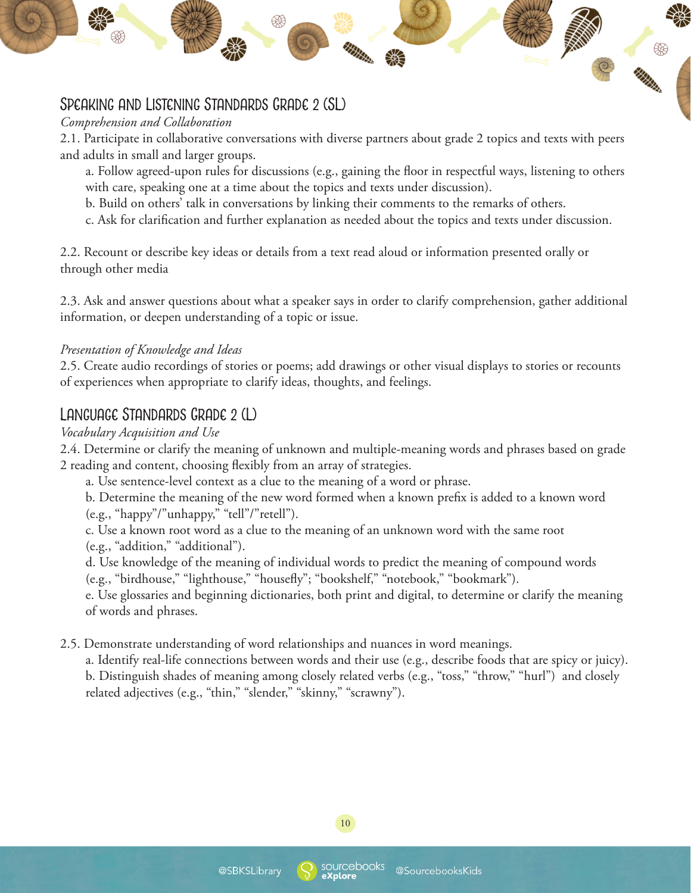## Speaking and Listening Standards Grade 2 (SL)

*Comprehension and Collaboration*

2.1. Participate in collaborative conversations with diverse partners about grade 2 topics and texts with peers and adults in small and larger groups.

- a. Follow agreed-upon rules for discussions (e.g., gaining the floor in respectful ways, listening to others with care, speaking one at a time about the topics and texts under discussion).
- b. Build on others' talk in conversations by linking their comments to the remarks of others.
- c. Ask for clarification and further explanation as needed about the topics and texts under discussion.

2.2. Recount or describe key ideas or details from a text read aloud or information presented orally or through other media

2.3. Ask and answer questions about what a speaker says in order to clarify comprehension, gather additional information, or deepen understanding of a topic or issue.

*Presentation of Knowledge and Ideas*

2.5. Create audio recordings of stories or poems; add drawings or other visual displays to stories or recounts of experiences when appropriate to clarify ideas, thoughts, and feelings.

## Language Standards Grade 2 (L)

*Vocabulary Acquisition and Use*

2.4. Determine or clarify the meaning of unknown and multiple-meaning words and phrases based on grade 2 reading and content, choosing flexibly from an array of strategies.

- a. Use sentence-level context as a clue to the meaning of a word or phrase.
- b. Determine the meaning of the new word formed when a known prefix is added to a known word (e.g., "happy"/"unhappy," "tell"/"retell").
- c. Use a known root word as a clue to the meaning of an unknown word with the same root (e.g., "addition," "additional").
- d. Use knowledge of the meaning of individual words to predict the meaning of compound words (e.g., "birdhouse," "lighthouse," "housefly"; "bookshelf," "notebook," "bookmark").
- e. Use glossaries and beginning dictionaries, both print and digital, to determine or clarify the meaning of words and phrases.

2.5. Demonstrate understanding of word relationships and nuances in word meanings.

- a. Identify real-life connections between words and their use (e.g., describe foods that are spicy or juicy).
- b. Distinguish shades of meaning among closely related verbs (e.g., "toss," "throw," "hurl") and closely related adjectives (e.g., "thin," "slender," "skinny," "scrawny").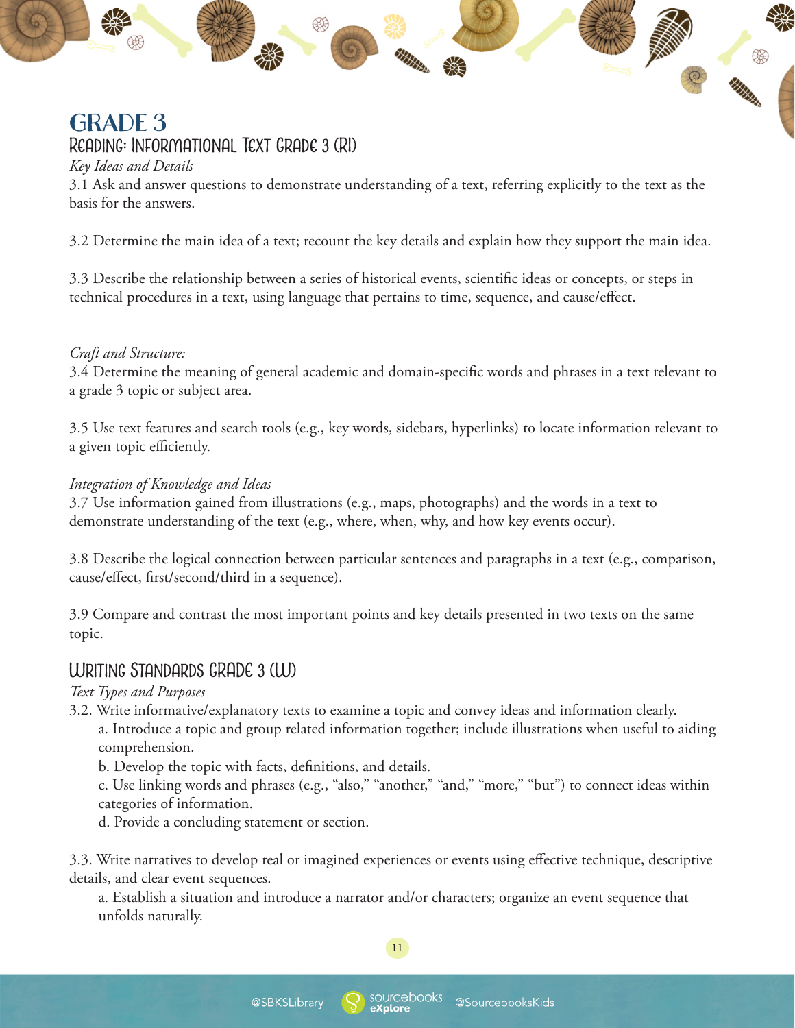# GRADE 3

## Reading: Informational Text Grade 3 (RI)

*Key Ideas and Details*

3.1 Ask and answer questions to demonstrate understanding of a text, referring explicitly to the text as the basis for the answers.

3.2 Determine the main idea of a text; recount the key details and explain how they support the main idea.

3.3 Describe the relationship between a series of historical events, scientific ideas or concepts, or steps in technical procedures in a text, using language that pertains to time, sequence, and cause/effect.

*Craft and Structure:*

3.4 Determine the meaning of general academic and domain-specific words and phrases in a text relevant to a grade 3 topic or subject area.

3.5 Use text features and search tools (e.g., key words, sidebars, hyperlinks) to locate information relevant to a given topic efficiently.

*Integration of Knowledge and Ideas*

3.7 Use information gained from illustrations (e.g., maps, photographs) and the words in a text to demonstrate understanding of the text (e.g., where, when, why, and how key events occur).

3.8 Describe the logical connection between particular sentences and paragraphs in a text (e.g., comparison, cause/effect, first/second/third in a sequence).

3.9 Compare and contrast the most important points and key details presented in two texts on the same topic.

## Writing Standards Grade 3 (W)

*Text Types and Purposes*

3.2. Write informative/explanatory texts to examine a topic and convey ideas and information clearly.

- a. Introduce a topic and group related information together; include illustrations when useful to aiding comprehension.
- b. Develop the topic with facts, definitions, and details.
- c. Use linking words and phrases (e.g., "also," "another," "and," "more," "but") to connect ideas within categories of information.
- d. Provide a concluding statement or section.

3.3. Write narratives to develop real or imagined experiences or events using effective technique, descriptive details, and clear event sequences.

- a. Establish a situation and introduce a narrator and/or characters; organize an event sequence that unfolds naturally.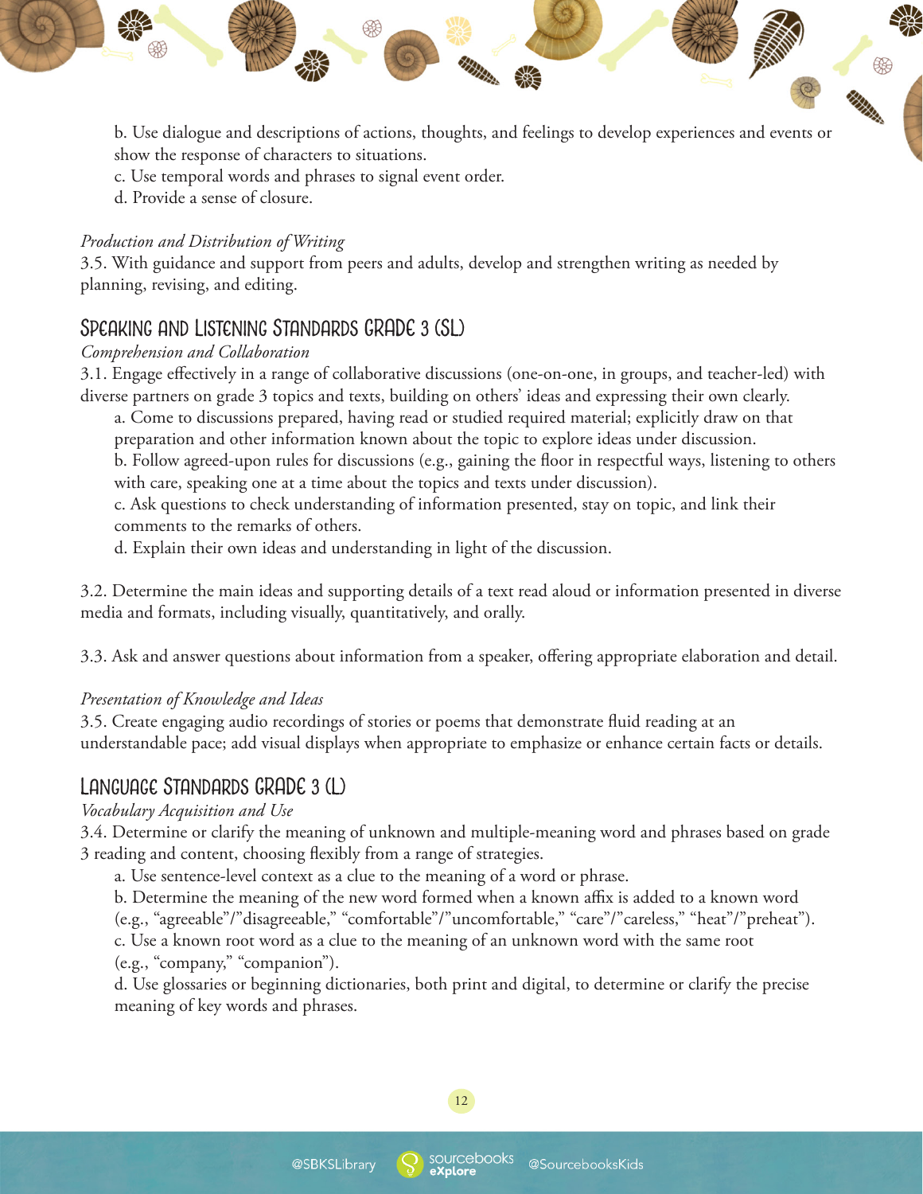b. Use dialogue and descriptions of actions, thoughts, and feelings to develop experiences and events or show the response of characters to situations.
c. Use temporal words and phrases to signal event order.
d. Provide a sense of closure.

*Production and Distribution of Writing*
3.5. With guidance and support from peers and adults, develop and strengthen writing as needed by planning, revising, and editing.

## Speaking and Listening Standards Grade 3 (SL)

*Comprehension and Collaboration*
3.1. Engage effectively in a range of collaborative discussions (one-on-one, in groups, and teacher-led) with diverse partners on grade 3 topics and texts, building on others' ideas and expressing their own clearly.
a. Come to discussions prepared, having read or studied required material; explicitly draw on that preparation and other information known about the topic to explore ideas under discussion.
b. Follow agreed-upon rules for discussions (e.g., gaining the floor in respectful ways, listening to others with care, speaking one at a time about the topics and texts under discussion).
c. Ask questions to check understanding of information presented, stay on topic, and link their comments to the remarks of others.
d. Explain their own ideas and understanding in light of the discussion.

3.2. Determine the main ideas and supporting details of a text read aloud or information presented in diverse media and formats, including visually, quantitatively, and orally.

3.3. Ask and answer questions about information from a speaker, offering appropriate elaboration and detail.

*Presentation of Knowledge and Ideas*
3.5. Create engaging audio recordings of stories or poems that demonstrate fluid reading at an understandable pace; add visual displays when appropriate to emphasize or enhance certain facts or details.

## Language Standards Grade 3 (L)

*Vocabulary Acquisition and Use*
3.4. Determine or clarify the meaning of unknown and multiple-meaning word and phrases based on grade 3 reading and content, choosing flexibly from a range of strategies.
a. Use sentence-level context as a clue to the meaning of a word or phrase.
b. Determine the meaning of the new word formed when a known affix is added to a known word (e.g., "agreeable"/"disagreeable," "comfortable"/"uncomfortable," "care"/"careless," "heat"/"preheat").
c. Use a known root word as a clue to the meaning of an unknown word with the same root (e.g., "company," "companion").
d. Use glossaries or beginning dictionaries, both print and digital, to determine or clarify the precise meaning of key words and phrases.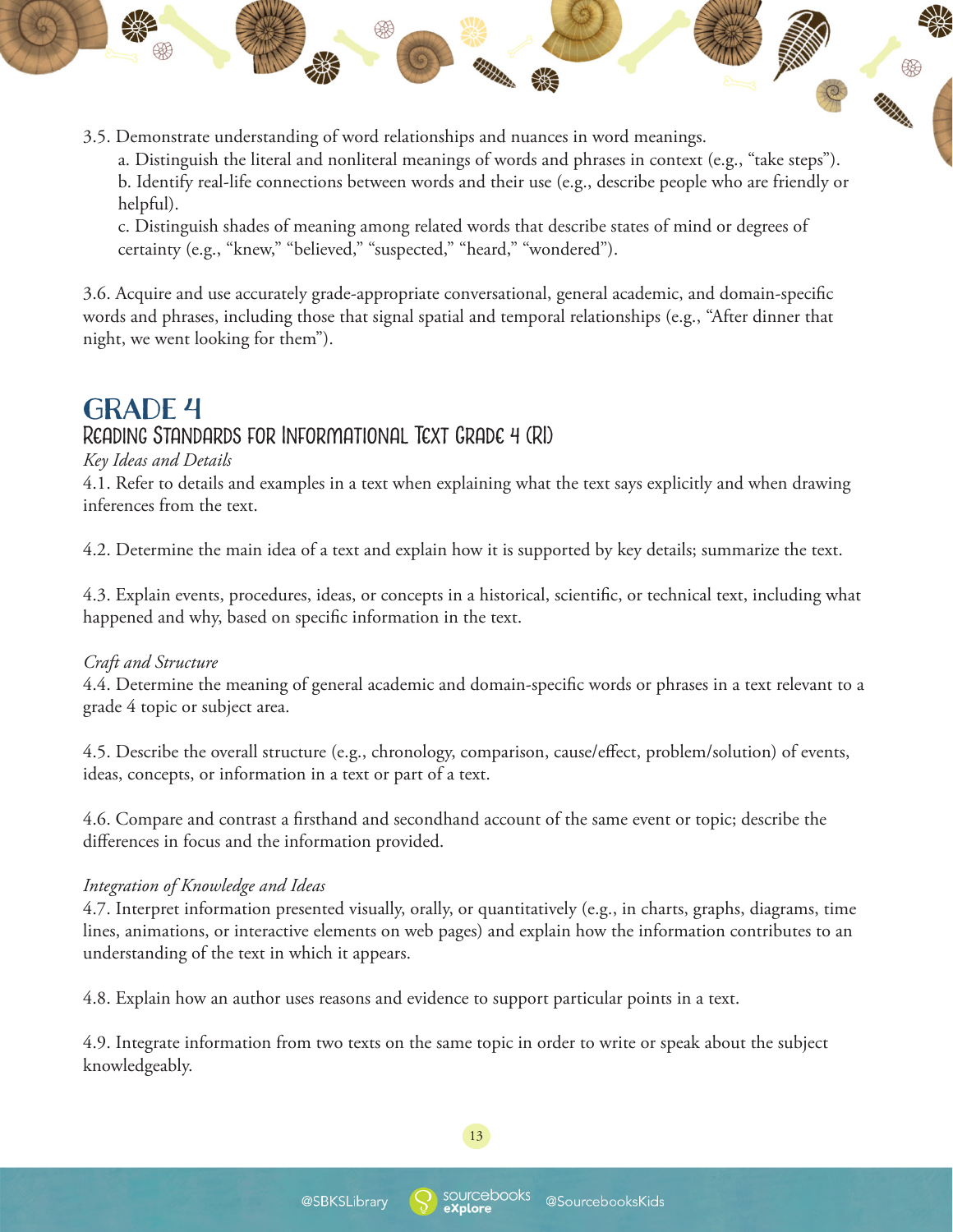3.5. Demonstrate understanding of word relationships and nuances in word meanings.

a. Distinguish the literal and nonliteral meanings of words and phrases in context (e.g., "take steps").

b. Identify real-life connections between words and their use (e.g., describe people who are friendly or helpful).

c. Distinguish shades of meaning among related words that describe states of mind or degrees of certainty (e.g., "knew," "believed," "suspected," "heard," "wondered").

3.6. Acquire and use accurately grade-appropriate conversational, general academic, and domain-specific words and phrases, including those that signal spatial and temporal relationships (e.g., "After dinner that night, we went looking for them").

# GRADE 4

## Reading Standards for Informational Text Grade 4 (RI)

*Key Ideas and Details*

4.1. Refer to details and examples in a text when explaining what the text says explicitly and when drawing inferences from the text.

4.2. Determine the main idea of a text and explain how it is supported by key details; summarize the text.

4.3. Explain events, procedures, ideas, or concepts in a historical, scientific, or technical text, including what happened and why, based on specific information in the text.

*Craft and Structure*

4.4. Determine the meaning of general academic and domain-specific words or phrases in a text relevant to a grade 4 topic or subject area.

4.5. Describe the overall structure (e.g., chronology, comparison, cause/effect, problem/solution) of events, ideas, concepts, or information in a text or part of a text.

4.6. Compare and contrast a firsthand and secondhand account of the same event or topic; describe the differences in focus and the information provided.

*Integration of Knowledge and Ideas*

4.7. Interpret information presented visually, orally, or quantitatively (e.g., in charts, graphs, diagrams, time lines, animations, or interactive elements on web pages) and explain how the information contributes to an understanding of the text in which it appears.

4.8. Explain how an author uses reasons and evidence to support particular points in a text.

4.9. Integrate information from two texts on the same topic in order to write or speak about the subject knowledgeably.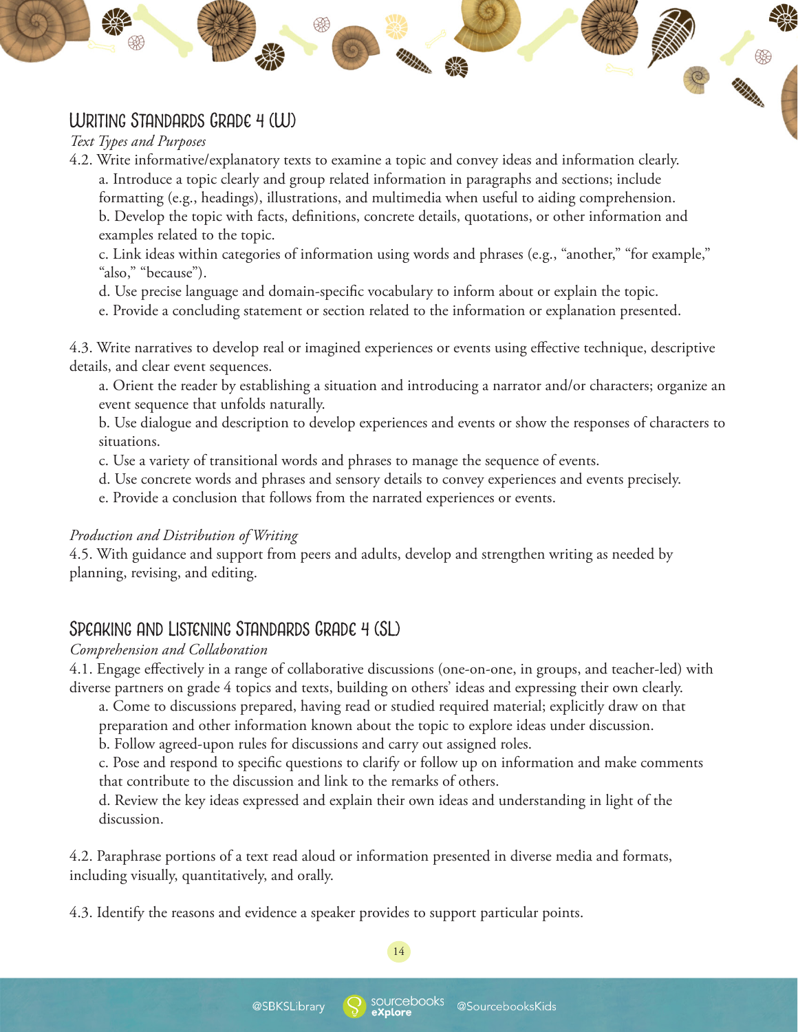## Writing Standards Grade 4 (W)

*Text Types and Purposes*

4.2. Write informative/explanatory texts to examine a topic and convey ideas and information clearly.

a. Introduce a topic clearly and group related information in paragraphs and sections; include formatting (e.g., headings), illustrations, and multimedia when useful to aiding comprehension.

b. Develop the topic with facts, definitions, concrete details, quotations, or other information and examples related to the topic.

c. Link ideas within categories of information using words and phrases (e.g., "another," "for example," "also," "because").

d. Use precise language and domain-specific vocabulary to inform about or explain the topic.

e. Provide a concluding statement or section related to the information or explanation presented.

4.3. Write narratives to develop real or imagined experiences or events using effective technique, descriptive details, and clear event sequences.

a. Orient the reader by establishing a situation and introducing a narrator and/or characters; organize an event sequence that unfolds naturally.

b. Use dialogue and description to develop experiences and events or show the responses of characters to situations.

c. Use a variety of transitional words and phrases to manage the sequence of events.

d. Use concrete words and phrases and sensory details to convey experiences and events precisely.

e. Provide a conclusion that follows from the narrated experiences or events.

*Production and Distribution of Writing*

4.5. With guidance and support from peers and adults, develop and strengthen writing as needed by planning, revising, and editing.

## Speaking and Listening Standards Grade 4 (SL)

*Comprehension and Collaboration*

4.1. Engage effectively in a range of collaborative discussions (one-on-one, in groups, and teacher-led) with diverse partners on grade 4 topics and texts, building on others' ideas and expressing their own clearly.

a. Come to discussions prepared, having read or studied required material; explicitly draw on that preparation and other information known about the topic to explore ideas under discussion.

b. Follow agreed-upon rules for discussions and carry out assigned roles.

c. Pose and respond to specific questions to clarify or follow up on information and make comments that contribute to the discussion and link to the remarks of others.

d. Review the key ideas expressed and explain their own ideas and understanding in light of the discussion.

4.2. Paraphrase portions of a text read aloud or information presented in diverse media and formats, including visually, quantitatively, and orally.

4.3. Identify the reasons and evidence a speaker provides to support particular points.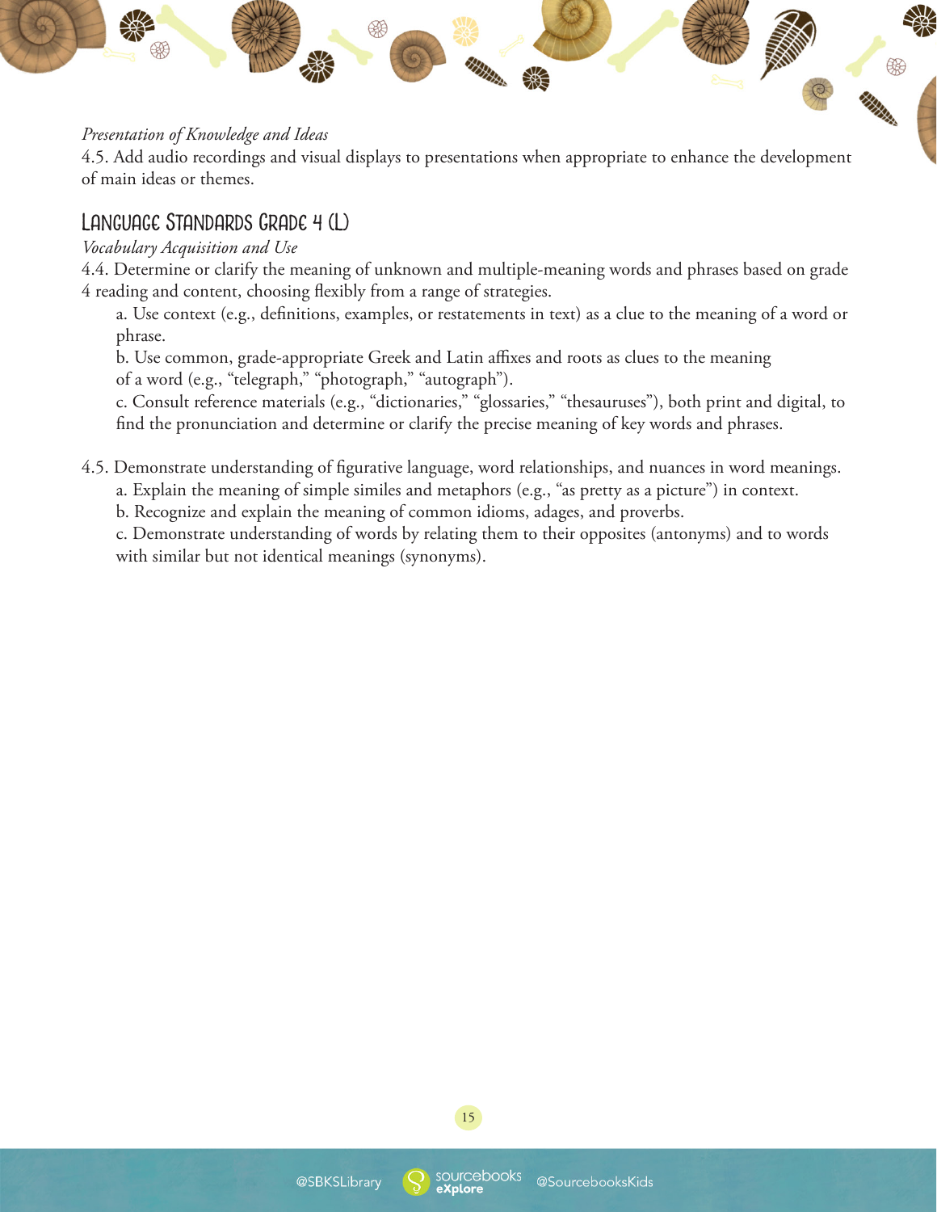*Presentation of Knowledge and Ideas*

4.5. Add audio recordings and visual displays to presentations when appropriate to enhance the development of main ideas or themes.

## Language Standards Grade 4 (L)

*Vocabulary Acquisition and Use*

4.4. Determine or clarify the meaning of unknown and multiple-meaning words and phrases based on grade 4 reading and content, choosing flexibly from a range of strategies.

- a. Use context (e.g., definitions, examples, or restatements in text) as a clue to the meaning of a word or phrase.
- b. Use common, grade-appropriate Greek and Latin affixes and roots as clues to the meaning of a word (e.g., "telegraph," "photograph," "autograph").
- c. Consult reference materials (e.g., "dictionaries," "glossaries," "thesauruses"), both print and digital, to find the pronunciation and determine or clarify the precise meaning of key words and phrases.

4.5. Demonstrate understanding of figurative language, word relationships, and nuances in word meanings.

- a. Explain the meaning of simple similes and metaphors (e.g., "as pretty as a picture") in context.
- b. Recognize and explain the meaning of common idioms, adages, and proverbs.
- c. Demonstrate understanding of words by relating them to their opposites (antonyms) and to words with similar but not identical meanings (synonyms).